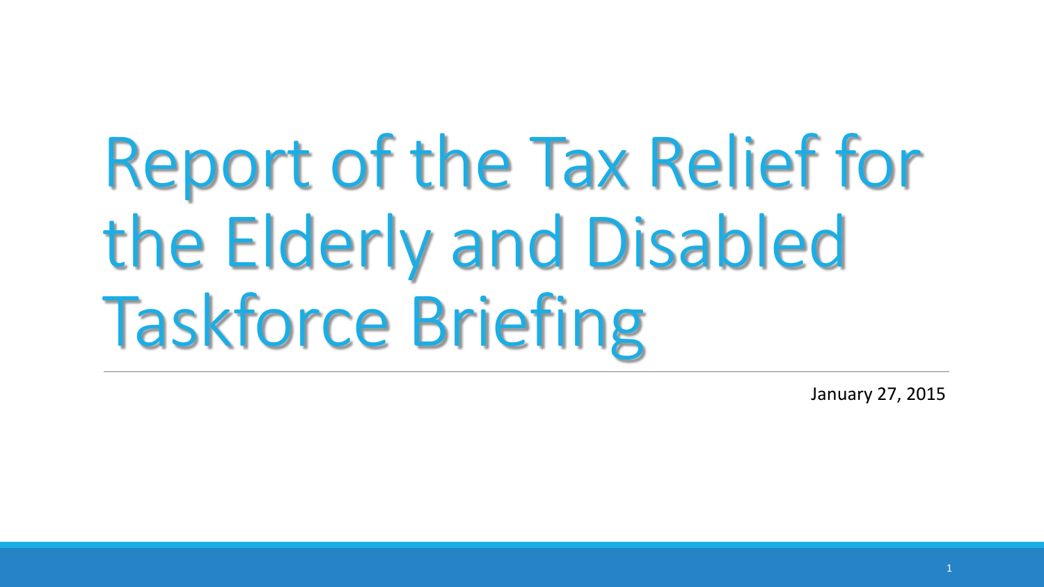# Report of the Tax Relief for the Elderly and Disabled Taskforce Briefing

January 27, 2015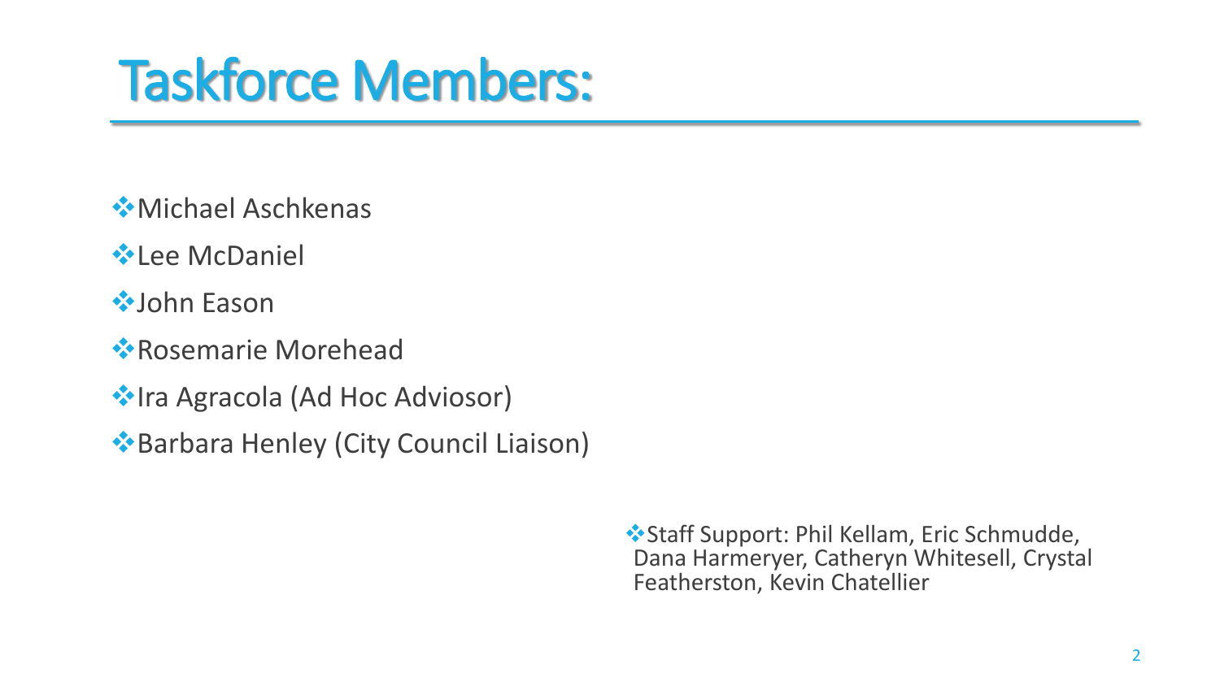# Taskforce Members:

- Michael Aschkenas
- Lee McDaniel
- John Eason
- Rosemarie Morehead
- Ira Agracola (Ad Hoc Adviosor)
- Barbara Henley (City Council Liaison)

- Staff Support: Phil Kellam, Eric Schmudde, Dana Harmeryer, Catheryn Whitesell, Crystal Featherston, Kevin Chatellier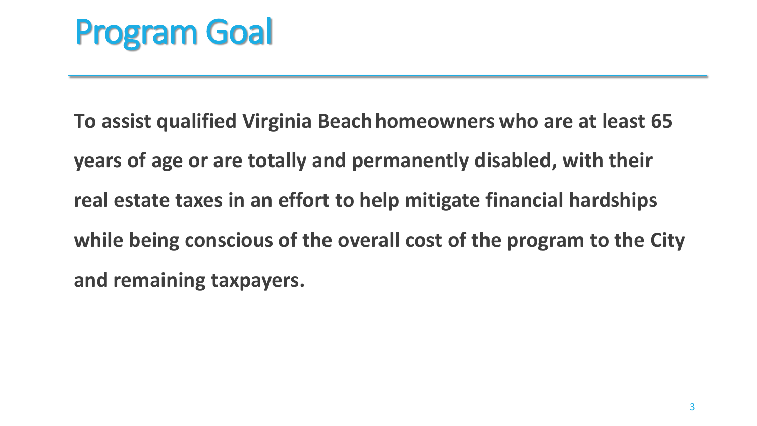# Program Goal

**To assist qualified Virginia Beach homeowners who are at least 65 years of age or are totally and permanently disabled, with their real estate taxes in an effort to help mitigate financial hardships while being conscious of the overall cost of the program to the City and remaining taxpayers.**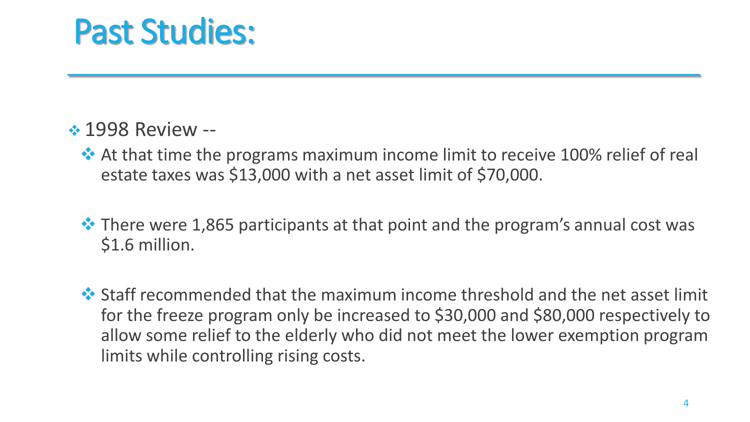# Past Studies:

- 1998 Review --
  - At that time the programs maximum income limit to receive 100% relief of real estate taxes was $13,000 with a net asset limit of $70,000.
  - There were 1,865 participants at that point and the program's annual cost was $1.6 million.
  - Staff recommended that the maximum income threshold and the net asset limit for the freeze program only be increased to $30,000 and $80,000 respectively to allow some relief to the elderly who did not meet the lower exemption program limits while controlling rising costs.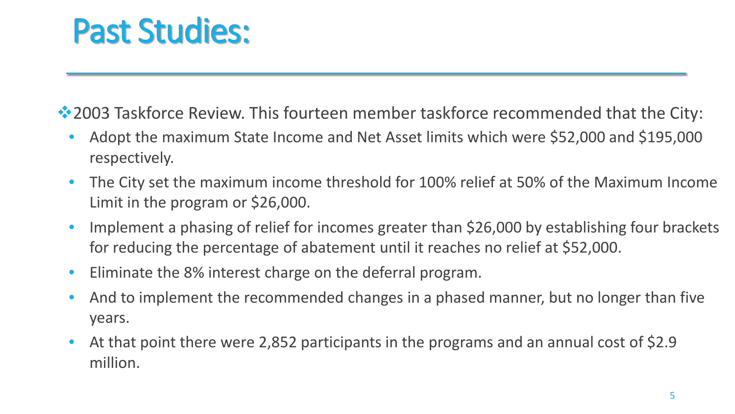# Past Studies:

- 2003 Taskforce Review. This fourteen member taskforce recommended that the City:
  - Adopt the maximum State Income and Net Asset limits which were $52,000 and $195,000 respectively.
  - The City set the maximum income threshold for 100% relief at 50% of the Maximum Income Limit in the program or $26,000.
  - Implement a phasing of relief for incomes greater than $26,000 by establishing four brackets for reducing the percentage of abatement until it reaches no relief at $52,000.
  - Eliminate the 8% interest charge on the deferral program.
  - And to implement the recommended changes in a phased manner, but no longer than five years.
  - At that point there were 2,852 participants in the programs and an annual cost of $2.9 million.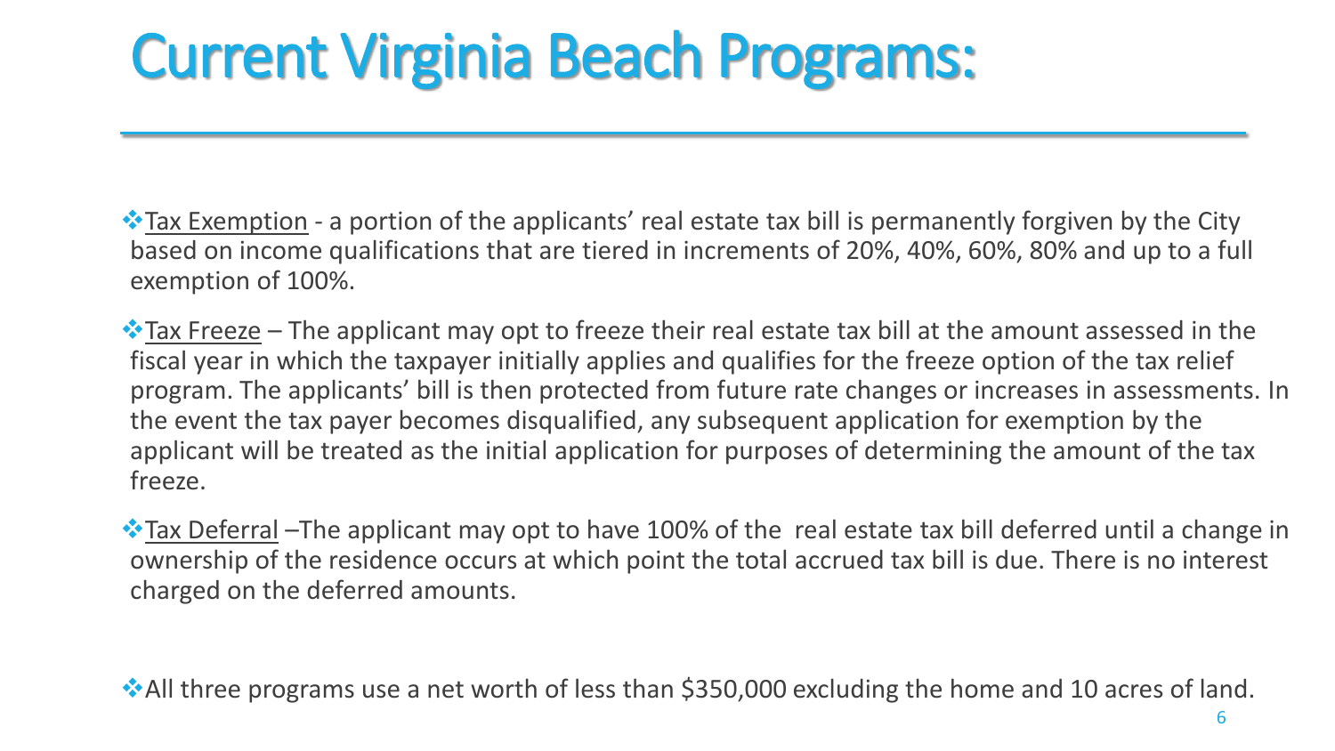# Current Virginia Beach Programs:

- Tax Exemption - a portion of the applicants' real estate tax bill is permanently forgiven by the City based on income qualifications that are tiered in increments of 20%, 40%, 60%, 80% and up to a full exemption of 100%.

- Tax Freeze – The applicant may opt to freeze their real estate tax bill at the amount assessed in the fiscal year in which the taxpayer initially applies and qualifies for the freeze option of the tax relief program. The applicants' bill is then protected from future rate changes or increases in assessments. In the event the tax payer becomes disqualified, any subsequent application for exemption by the applicant will be treated as the initial application for purposes of determining the amount of the tax freeze.

- Tax Deferral –The applicant may opt to have 100% of the real estate tax bill deferred until a change in ownership of the residence occurs at which point the total accrued tax bill is due. There is no interest charged on the deferred amounts.

- All three programs use a net worth of less than $350,000 excluding the home and 10 acres of land.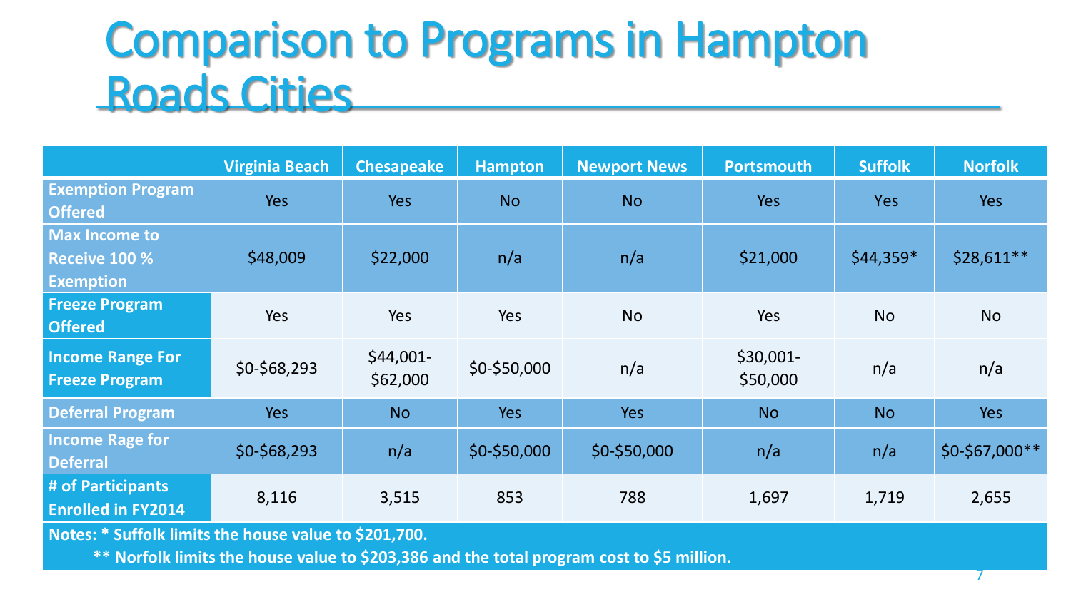# Comparison to Programs in Hampton Roads Cities

| | Virginia Beach | Chesapeake | Hampton | Newport News | Portsmouth | Suffolk | Norfolk |
|---|---|---|---|---|---|---|---|
| **Exemption Program Offered** | Yes | Yes | No | No | Yes | Yes | Yes |
| **Max Income to Receive 100 % Exemption** | $48,009 | $22,000 | n/a | n/a | $21,000 | $44,359* | $28,611** |
| **Freeze Program Offered** | Yes | Yes | Yes | No | Yes | No | No |
| **Income Range For Freeze Program** | $0-$68,293 | $44,001-$62,000 | $0-$50,000 | n/a | $30,001-$50,000 | n/a | n/a |
| **Deferral Program** | Yes | No | Yes | Yes | No | No | Yes |
| **Income Rage for Deferral** | $0-$68,293 | n/a | $0-$50,000 | $0-$50,000 | n/a | n/a | $0-$67,000** |
| **# of Participants Enrolled in FY2014** | 8,116 | 3,515 | 853 | 788 | 1,697 | 1,719 | 2,655 |

**Notes: * Suffolk limits the house value to $201,700.**

**** Norfolk limits the house value to $203,386 and the total program cost to $5 million.**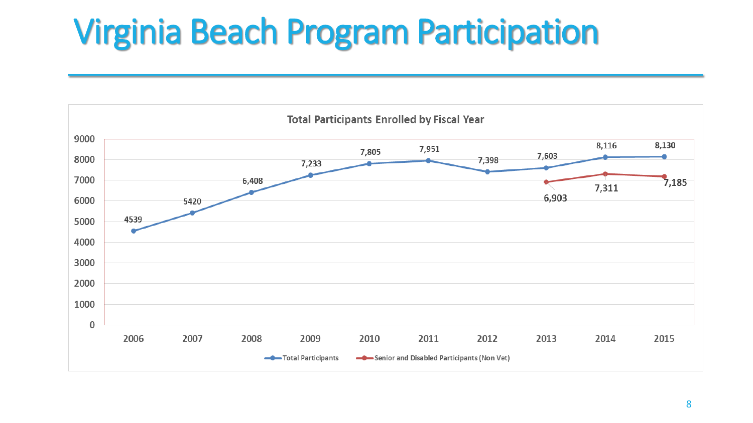# Virginia Beach Program Participation

Total Participants Enrolled by Fiscal Year

9000
8000
7000
6000
5000
4000
3000
2000
1000
0

2006 2007 2008 2009 2010 2011 2012 2013 2014 2015

4539
5420
6,408
7,233
7,805
7,951
7,398
7,603
8,116
8,130

6,903
7,311
7,185

Total Participants
Senior and Disabled Participants (Non Vet)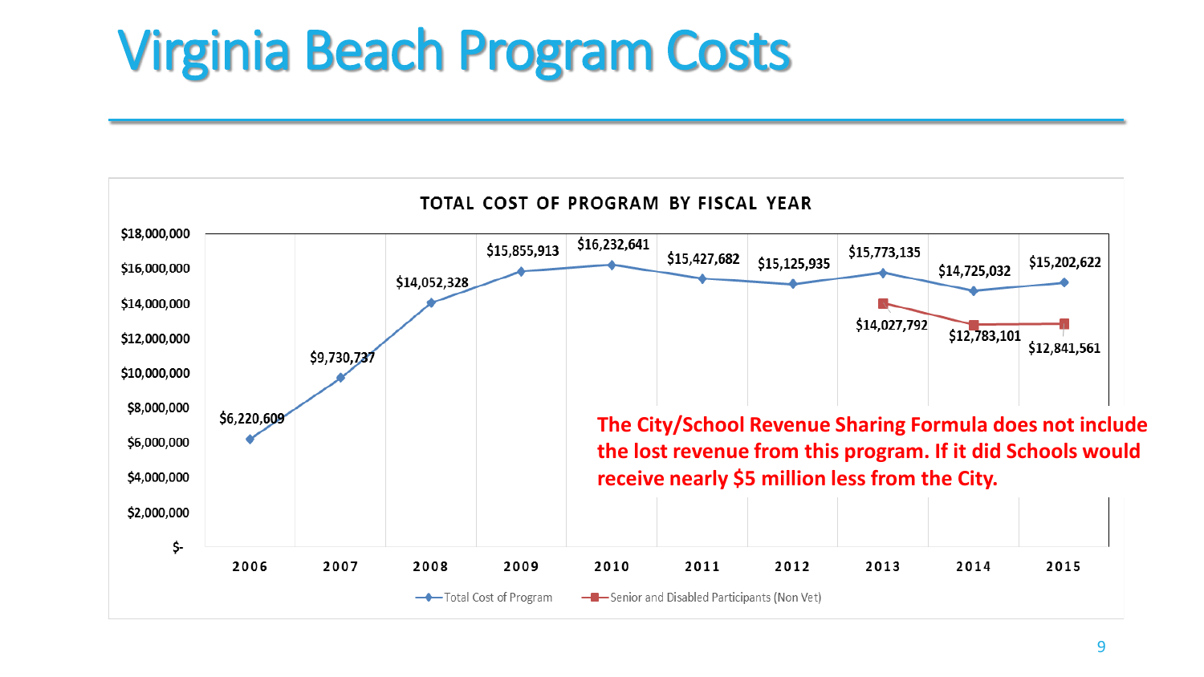# Virginia Beach Program Costs

**TOTAL COST OF PROGRAM BY FISCAL YEAR**

| Fiscal Year | Total Cost of Program | Senior and Disabled Participants (Non Vet) |
|---|---|---|
| 2006 | $6,220,609 | |
| 2007 | $9,730,737 | |
| 2008 | $14,052,328 | |
| 2009 | $15,855,913 | |
| 2010 | $16,232,641 | |
| 2011 | $15,427,682 | |
| 2012 | $15,125,935 | |
| 2013 | $15,773,135 | $14,027,792 |
| 2014 | $14,725,032 | $12,783,101 |
| 2015 | $15,202,622 | $12,841,561 |

**The City/School Revenue Sharing Formula does not include the lost revenue from this program. If it did Schools would receive nearly $5 million less from the City.**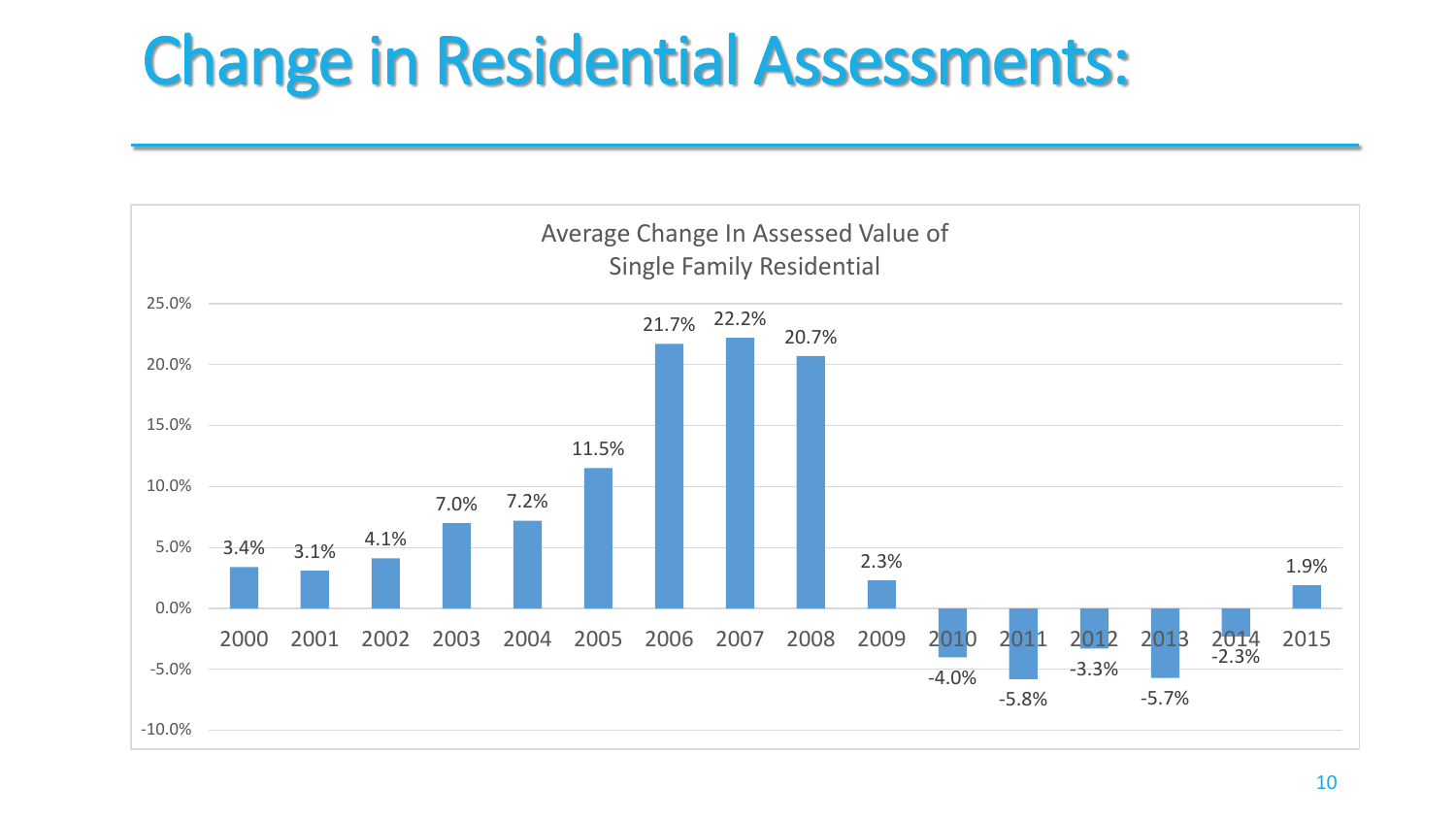# Change in Residential Assessments:

Average Change In Assessed Value of
Single Family Residential

25.0%
20.0%
15.0%
10.0%
5.0%
0.0%
-5.0%
-10.0%

2000 2001 2002 2003 2004 2005 2006 2007 2008 2009 2010 2011 2012 2013 2014 2015

3.4% 3.1% 4.1% 7.0% 7.2% 11.5% 21.7% 22.2% 20.7% 2.3% -4.0% -5.8% -3.3% -5.7% -2.3% 1.9%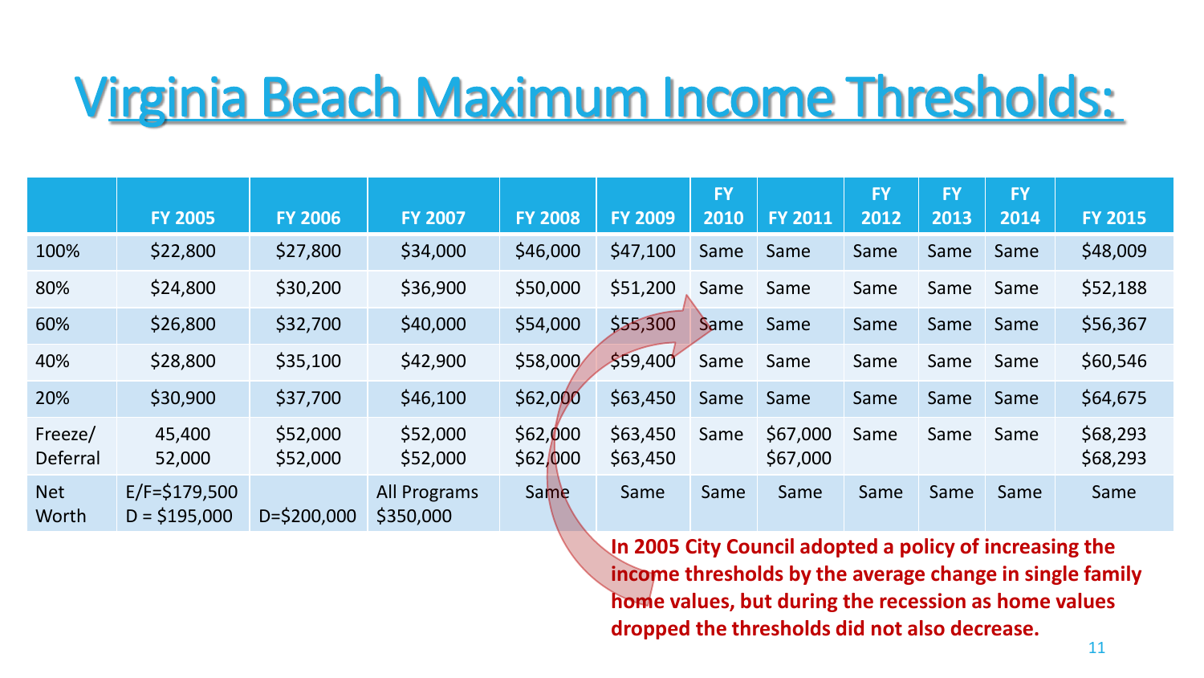# Virginia Beach Maximum Income Thresholds:

| | FY 2005 | FY 2006 | FY 2007 | FY 2008 | FY 2009 | FY 2010 | FY 2011 | FY 2012 | FY 2013 | FY 2014 | FY 2015 |
|---|---|---|---|---|---|---|---|---|---|---|---|
| 100% | $22,800 | $27,800 | $34,000 | $46,000 | $47,100 | Same | Same | Same | Same | Same | $48,009 |
| 80% | $24,800 | $30,200 | $36,900 | $50,000 | $51,200 | Same | Same | Same | Same | Same | $52,188 |
| 60% | $26,800 | $32,700 | $40,000 | $54,000 | $55,300 | Same | Same | Same | Same | Same | $56,367 |
| 40% | $28,800 | $35,100 | $42,900 | $58,000 | $59,400 | Same | Same | Same | Same | Same | $60,546 |
| 20% | $30,900 | $37,700 | $46,100 | $62,000 | $63,450 | Same | Same | Same | Same | Same | $64,675 |
| Freeze/ Deferral | 45,400 52,000 | $52,000 $52,000 | $52,000 $52,000 | $62,000 $62,000 | $63,450 $63,450 | Same | $67,000 $67,000 | Same | Same | Same | $68,293 $68,293 |
| Net Worth | E/F=$179,500 D = $195,000 | D=$200,000 | All Programs $350,000 | Same | Same | Same | Same | Same | Same | Same | Same |

**In 2005 City Council adopted a policy of increasing the income thresholds by the average change in single family home values, but during the recession as home values dropped the thresholds did not also decrease.**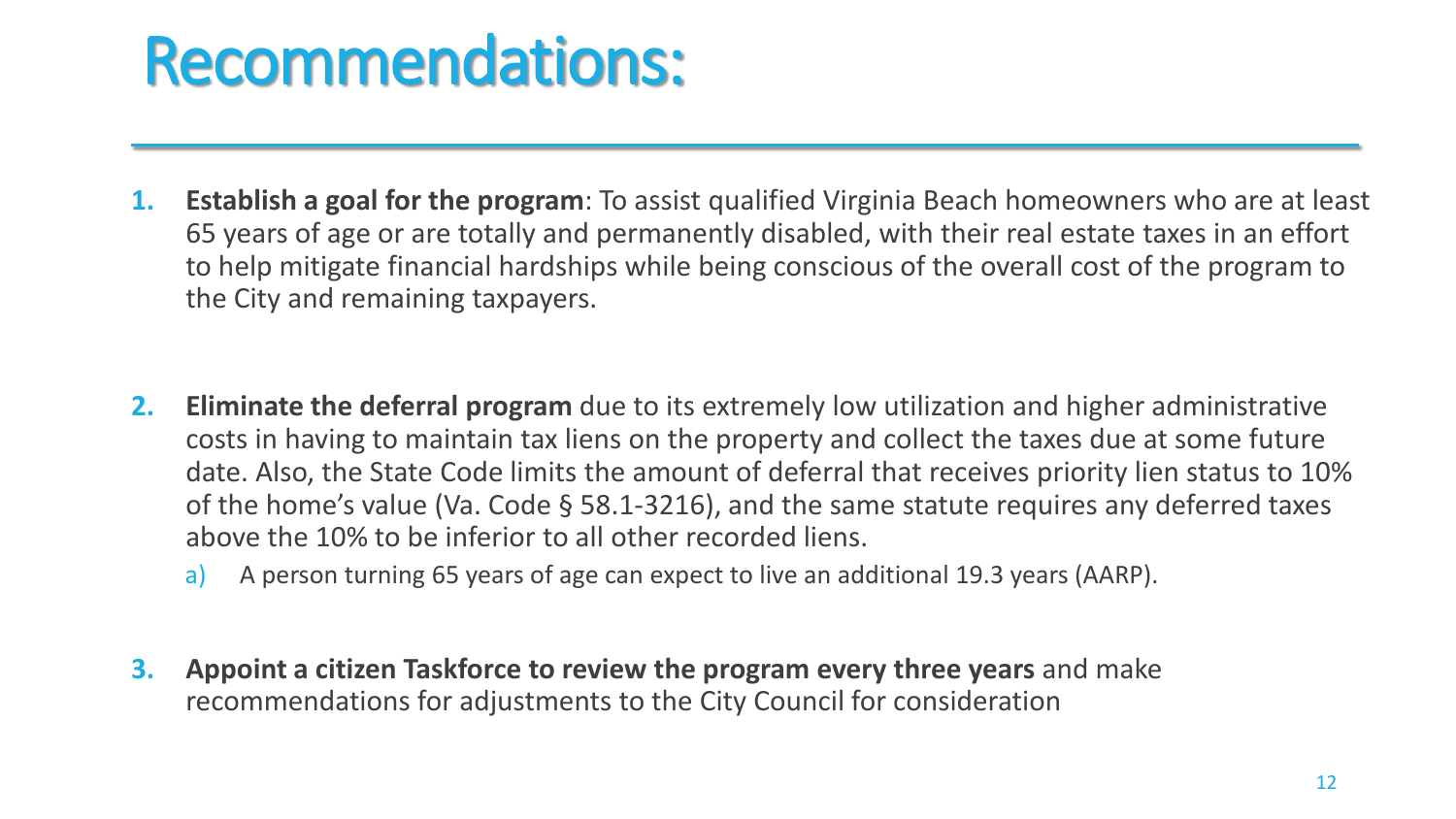# Recommendations:

1. **Establish a goal for the program**: To assist qualified Virginia Beach homeowners who are at least 65 years of age or are totally and permanently disabled, with their real estate taxes in an effort to help mitigate financial hardships while being conscious of the overall cost of the program to the City and remaining taxpayers.

2. **Eliminate the deferral program** due to its extremely low utilization and higher administrative costs in having to maintain tax liens on the property and collect the taxes due at some future date. Also, the State Code limits the amount of deferral that receives priority lien status to 10% of the home's value (Va. Code § 58.1-3216), and the same statute requires any deferred taxes above the 10% to be inferior to all other recorded liens.

   a) A person turning 65 years of age can expect to live an additional 19.3 years (AARP).

3. **Appoint a citizen Taskforce to review the program every three years** and make recommendations for adjustments to the City Council for consideration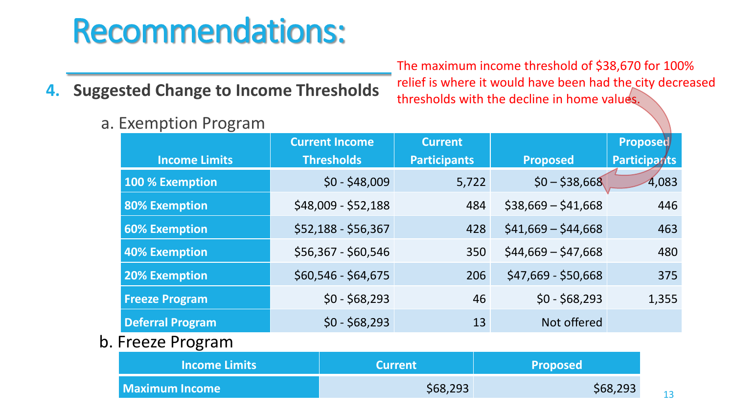# Recommendations:

## 4. Suggested Change to Income Thresholds

The maximum income threshold of $38,670 for 100% relief is where it would have been had the city decreased thresholds with the decline in home values.

### a. Exemption Program

| Income Limits | Current Income Thresholds | Current Participants | Proposed | Proposed Participants |
|---|---|---|---|---|
| 100 % Exemption | $0 - $48,009 | 5,722 | $0 – $38,668 | 4,083 |
| 80% Exemption | $48,009 - $52,188 | 484 | $38,669 – $41,668 | 446 |
| 60% Exemption | $52,188 - $56,367 | 428 | $41,669 – $44,668 | 463 |
| 40% Exemption | $56,367 - $60,546 | 350 | $44,669 – $47,668 | 480 |
| 20% Exemption | $60,546 - $64,675 | 206 | $47,669 - $50,668 | 375 |
| Freeze Program | $0 - $68,293 | 46 | $0 - $68,293 | 1,355 |
| Deferral Program | $0 - $68,293 | 13 | Not offered | |

### b. Freeze Program

| Income Limits | Current | Proposed |
|---|---|---|
| Maximum Income | $68,293 | $68,293 |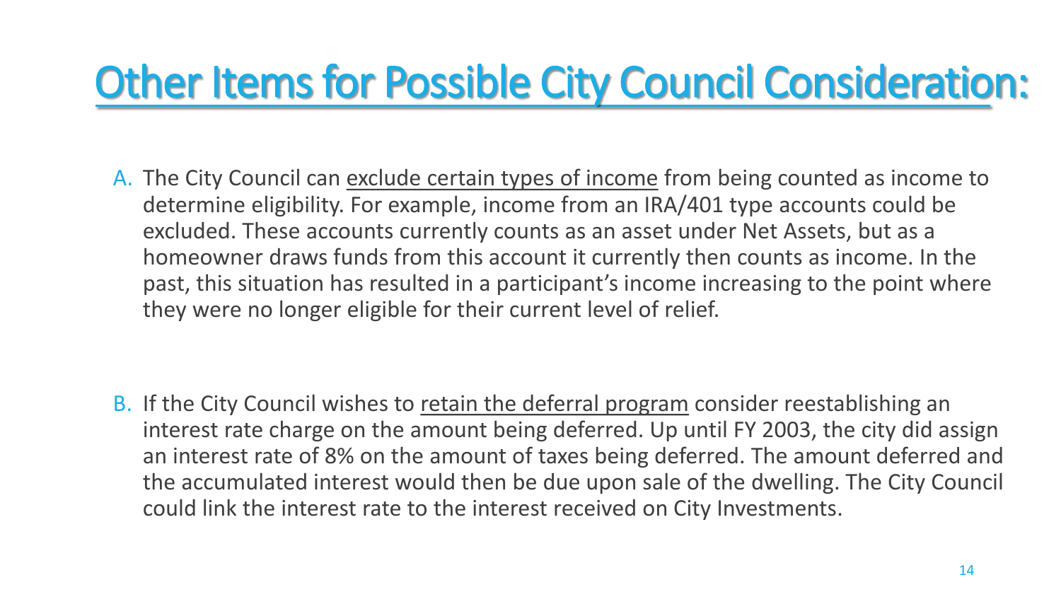# Other Items for Possible City Council Consideration:

A. The City Council can exclude certain types of income from being counted as income to determine eligibility. For example, income from an IRA/401 type accounts could be excluded. These accounts currently counts as an asset under Net Assets, but as a homeowner draws funds from this account it currently then counts as income. In the past, this situation has resulted in a participant's income increasing to the point where they were no longer eligible for their current level of relief.

B. If the City Council wishes to retain the deferral program consider reestablishing an interest rate charge on the amount being deferred. Up until FY 2003, the city did assign an interest rate of 8% on the amount of taxes being deferred. The amount deferred and the accumulated interest would then be due upon sale of the dwelling. The City Council could link the interest rate to the interest received on City Investments.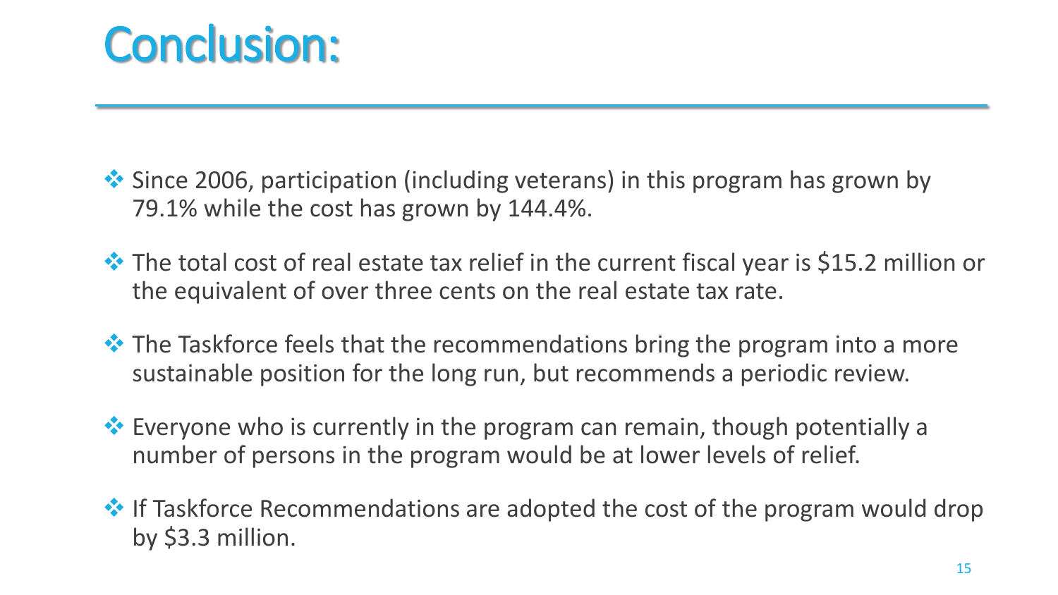# Conclusion:

- Since 2006, participation (including veterans) in this program has grown by 79.1% while the cost has grown by 144.4%.
- The total cost of real estate tax relief in the current fiscal year is $15.2 million or the equivalent of over three cents on the real estate tax rate.
- The Taskforce feels that the recommendations bring the program into a more sustainable position for the long run, but recommends a periodic review.
- Everyone who is currently in the program can remain, though potentially a number of persons in the program would be at lower levels of relief.
- If Taskforce Recommendations are adopted the cost of the program would drop by $3.3 million.